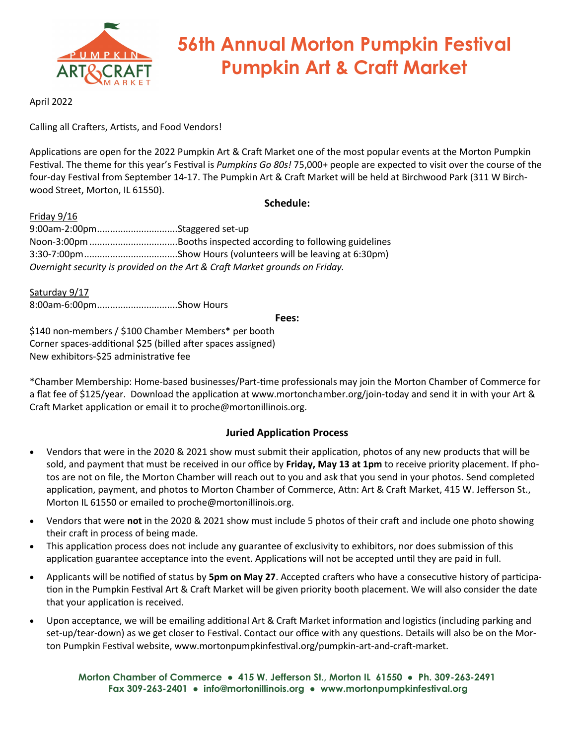# 56th Annual Morton Pumpkin Festival
# Pumpkin Art & Craft Market

April 2022

Calling all Crafters, Artists, and Food Vendors!

Applications are open for the 2022 Pumpkin Art & Craft Market one of the most popular events at the Morton Pumpkin Festival. The theme for this year's Festival is *Pumpkins Go 80s!* 75,000+ people are expected to visit over the course of the four-day Festival from September 14-17. The Pumpkin Art & Craft Market will be held at Birchwood Park (311 W Birchwood Street, Morton, IL 61550).

**Schedule:**

Friday 9/16
9:00am-2:00pm..............................Staggered set-up
Noon-3:00pm.................................Booths inspected according to following guidelines
3:30-7:00pm...................................Show Hours (volunteers will be leaving at 6:30pm)
*Overnight security is provided on the Art & Craft Market grounds on Friday.*

Saturday 9/17
8:00am-6:00pm..............................Show Hours

**Fees:**

$140 non-members / $100 Chamber Members* per booth
Corner spaces-additional $25 (billed after spaces assigned)
New exhibitors-$25 administrative fee

*Chamber Membership: Home-based businesses/Part-time professionals may join the Morton Chamber of Commerce for a flat fee of $125/year. Download the application at www.mortonchamber.org/join-today and send it in with your Art & Craft Market application or email it to proche@mortonillinois.org.

**Juried Application Process**

- Vendors that were in the 2020 & 2021 show must submit their application, photos of any new products that will be sold, and payment that must be received in our office by **Friday, May 13 at 1pm** to receive priority placement. If photos are not on file, the Morton Chamber will reach out to you and ask that you send in your photos. Send completed application, payment, and photos to Morton Chamber of Commerce, Attn: Art & Craft Market, 415 W. Jefferson St., Morton IL 61550 or emailed to proche@mortonillinois.org.
- Vendors that were **not** in the 2020 & 2021 show must include 5 photos of their craft and include one photo showing their craft in process of being made.
- This application process does not include any guarantee of exclusivity to exhibitors, nor does submission of this application guarantee acceptance into the event. Applications will not be accepted until they are paid in full.
- Applicants will be notified of status by **5pm on May 27**. Accepted crafters who have a consecutive history of participation in the Pumpkin Festival Art & Craft Market will be given priority booth placement. We will also consider the date that your application is received.
- Upon acceptance, we will be emailing additional Art & Craft Market information and logistics (including parking and set-up/tear-down) as we get closer to Festival. Contact our office with any questions. Details will also be on the Morton Pumpkin Festival website, www.mortonpumpkinfestival.org/pumpkin-art-and-craft-market.

**Morton Chamber of Commerce • 415 W. Jefferson St., Morton IL 61550 • Ph. 309-263-2491**
**Fax 309-263-2401 • info@mortonillinois.org • www.mortonpumpkinfestival.org**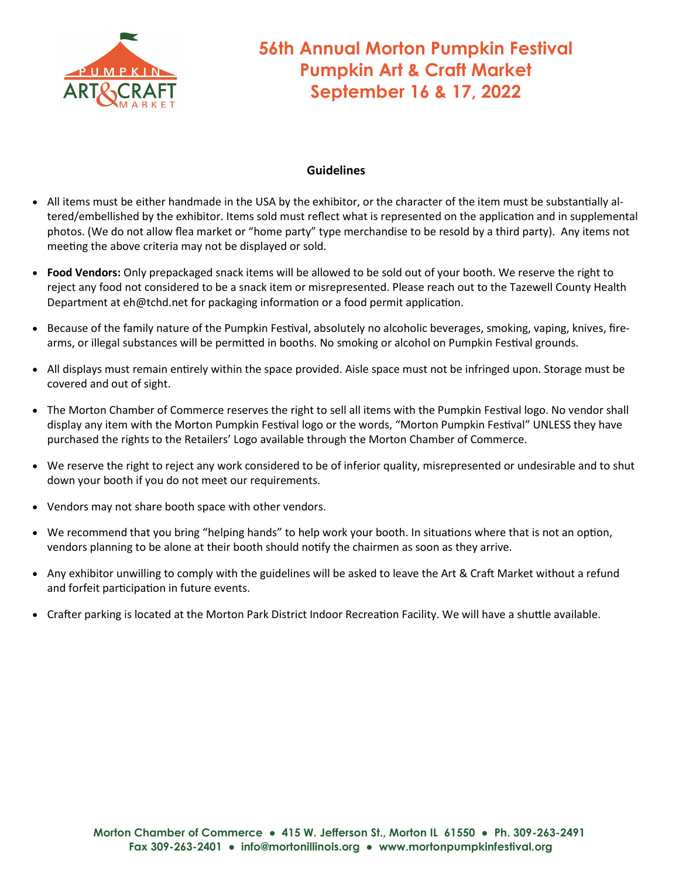# 56th Annual Morton Pumpkin Festival
# Pumpkin Art & Craft Market
# September 16 & 17, 2022

## Guidelines

- All items must be either handmade in the USA by the exhibitor, or the character of the item must be substantially altered/embellished by the exhibitor. Items sold must reflect what is represented on the application and in supplemental photos. (We do not allow flea market or "home party" type merchandise to be resold by a third party). Any items not meeting the above criteria may not be displayed or sold.

- **Food Vendors:** Only prepackaged snack items will be allowed to be sold out of your booth. We reserve the right to reject any food not considered to be a snack item or misrepresented. Please reach out to the Tazewell County Health Department at eh@tchd.net for packaging information or a food permit application.

- Because of the family nature of the Pumpkin Festival, absolutely no alcoholic beverages, smoking, vaping, knives, firearms, or illegal substances will be permitted in booths. No smoking or alcohol on Pumpkin Festival grounds.

- All displays must remain entirely within the space provided. Aisle space must not be infringed upon. Storage must be covered and out of sight.

- The Morton Chamber of Commerce reserves the right to sell all items with the Pumpkin Festival logo. No vendor shall display any item with the Morton Pumpkin Festival logo or the words, "Morton Pumpkin Festival" UNLESS they have purchased the rights to the Retailers' Logo available through the Morton Chamber of Commerce.

- We reserve the right to reject any work considered to be of inferior quality, misrepresented or undesirable and to shut down your booth if you do not meet our requirements.

- Vendors may not share booth space with other vendors.

- We recommend that you bring "helping hands" to help work your booth. In situations where that is not an option, vendors planning to be alone at their booth should notify the chairmen as soon as they arrive.

- Any exhibitor unwilling to comply with the guidelines will be asked to leave the Art & Craft Market without a refund and forfeit participation in future events.

- Crafter parking is located at the Morton Park District Indoor Recreation Facility. We will have a shuttle available.

Morton Chamber of Commerce ● 415 W. Jefferson St., Morton IL 61550 ● Ph. 309-263-2491
Fax 309-263-2401 ● info@mortonillinois.org ● www.mortonpumpkinfestival.org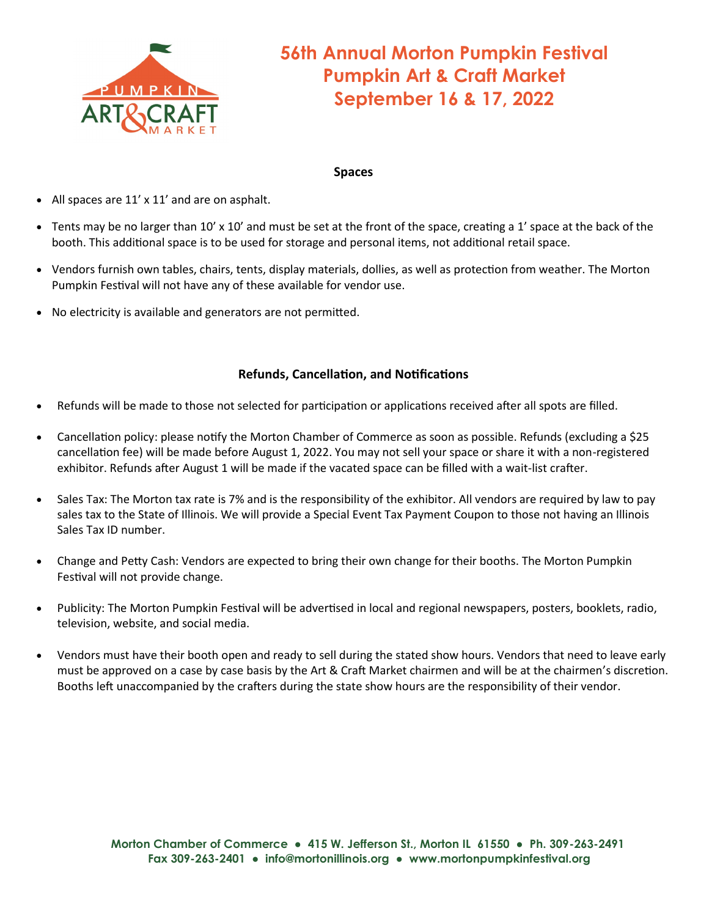# 56th Annual Morton Pumpkin Festival
# Pumpkin Art & Craft Market
# September 16 & 17, 2022

### Spaces

- All spaces are 11' x 11' and are on asphalt.
- Tents may be no larger than 10' x 10' and must be set at the front of the space, creating a 1' space at the back of the booth. This additional space is to be used for storage and personal items, not additional retail space.
- Vendors furnish own tables, chairs, tents, display materials, dollies, as well as protection from weather. The Morton Pumpkin Festival will not have any of these available for vendor use.
- No electricity is available and generators are not permitted.

### Refunds, Cancellation, and Notifications

- Refunds will be made to those not selected for participation or applications received after all spots are filled.
- Cancellation policy: please notify the Morton Chamber of Commerce as soon as possible. Refunds (excluding a $25 cancellation fee) will be made before August 1, 2022. You may not sell your space or share it with a non-registered exhibitor. Refunds after August 1 will be made if the vacated space can be filled with a wait-list crafter.
- Sales Tax: The Morton tax rate is 7% and is the responsibility of the exhibitor. All vendors are required by law to pay sales tax to the State of Illinois. We will provide a Special Event Tax Payment Coupon to those not having an Illinois Sales Tax ID number.
- Change and Petty Cash: Vendors are expected to bring their own change for their booths. The Morton Pumpkin Festival will not provide change.
- Publicity: The Morton Pumpkin Festival will be advertised in local and regional newspapers, posters, booklets, radio, television, website, and social media.
- Vendors must have their booth open and ready to sell during the stated show hours. Vendors that need to leave early must be approved on a case by case basis by the Art & Craft Market chairmen and will be at the chairmen's discretion. Booths left unaccompanied by the crafters during the state show hours are the responsibility of their vendor.

**Morton Chamber of Commerce • 415 W. Jefferson St., Morton IL 61550 • Ph. 309-263-2491**
**Fax 309-263-2401 • info@mortonillinois.org • www.mortonpumpkinfestival.org**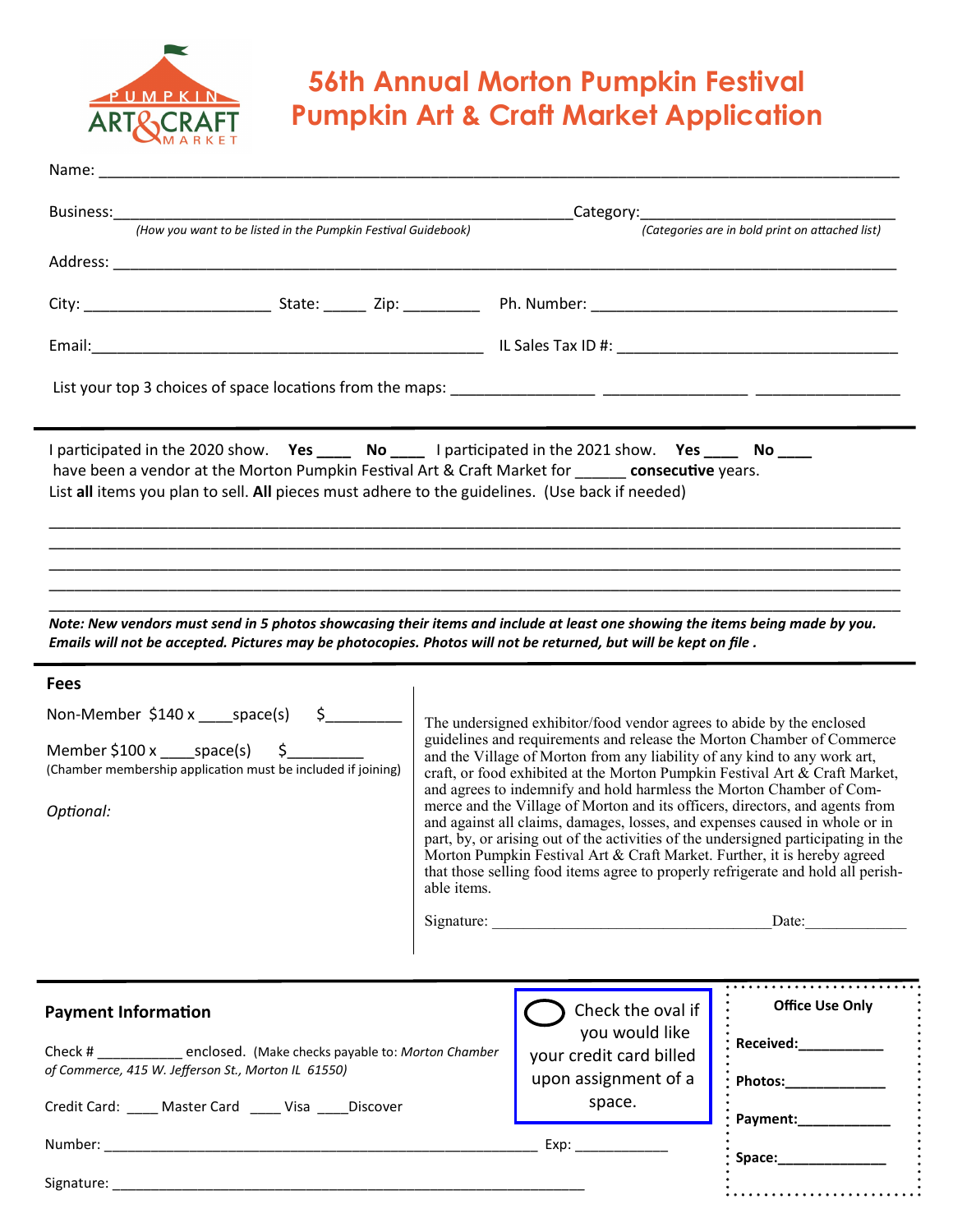# 56th Annual Morton Pumpkin Festival
# Pumpkin Art & Craft Market Application

Name: ______________________________________________________________________________

Business:_____________________________________________Category:_________________________
*(How you want to be listed in the Pumpkin Festival Guidebook)* *(Categories are in bold print on attached list)*

Address: ______________________________________________________________________________

City: ___________________ State: _____ Zip: _________ Ph. Number: ______________________________

Email:_________________________________________ IL Sales Tax ID #: ___________________________

List your top 3 choices of space locations from the maps: _______________ _______________ _______________

---

I participated in the 2020 show. **Yes** ____ **No** ____ I participated in the 2021 show. **Yes** ____ **No** ____
have been a vendor at the Morton Pumpkin Festival Art & Craft Market for ______ **consecutive** years.
List **all** items you plan to sell. **All** pieces must adhere to the guidelines. (Use back if needed)

_______________________________________________________________________________________
_______________________________________________________________________________________
_______________________________________________________________________________________
_______________________________________________________________________________________
_______________________________________________________________________________________

***Note: New vendors must send in 5 photos showcasing their items and include at least one showing the items being made by you. Emails will not be accepted. Pictures may be photocopies. Photos will not be returned, but will be kept on file .***

---

**Fees**

Non-Member $140 x ____space(s) $_________

Member $100 x ____space(s) $_________
(Chamber membership application must be included if joining)

*Optional:*

The undersigned exhibitor/food vendor agrees to abide by the enclosed guidelines and requirements and release the Morton Chamber of Commerce and the Village of Morton from any liability of any kind to any work art, craft, or food exhibited at the Morton Pumpkin Festival Art & Craft Market, and agrees to indemnify and hold harmless the Morton Chamber of Commerce and the Village of Morton and its officers, directors, and agents from and against all claims, damages, losses, and expenses caused in whole or in part, by, or arising out of the activities of the undersigned participating in the Morton Pumpkin Festival Art & Craft Market. Further, it is hereby agreed that those selling food items agree to properly refrigerate and hold all perishable items.

Signature: _______________________________ Date:____________

---

**Payment Information**

Check # ___________ enclosed. (Make checks payable to: *Morton Chamber of Commerce, 415 W. Jefferson St., Morton IL 61550)*

Credit Card: ____ Master Card ____ Visa ____Discover

Number: ____________________________________________________ Exp: ____________

Signature: ____________________________________________________

◯ Check the oval if you would like your credit card billed upon assignment of a space.

**Office Use Only**

**Received:**__________

**Photos:**____________

**Payment:**___________

**Space:**_____________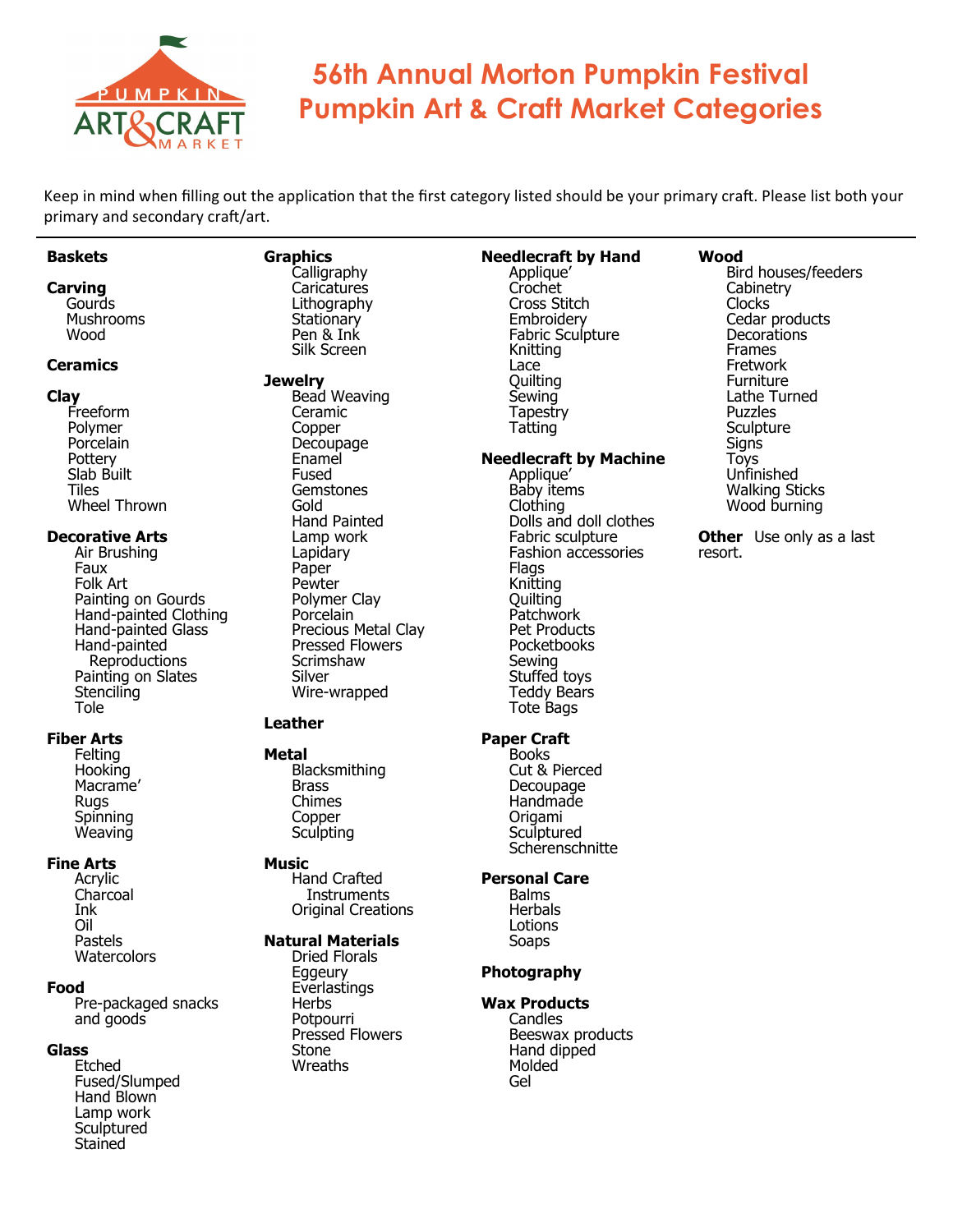# 56th Annual Morton Pumpkin Festival
# Pumpkin Art & Craft Market Categories

Keep in mind when filling out the application that the first category listed should be your primary craft. Please list both your primary and secondary craft/art.

**Baskets**

**Carving**
- Gourds
- Mushrooms
- Wood

**Ceramics**

**Clay**
- Freeform
- Polymer
- Porcelain
- Pottery
- Slab Built
- Tiles
- Wheel Thrown

**Decorative Arts**
- Air Brushing
- Faux
- Folk Art
- Painting on Gourds
- Hand-painted Clothing
- Hand-painted Glass
- Hand-painted Reproductions
- Painting on Slates
- Stenciling
- Tole

**Fiber Arts**
- Felting
- Hooking
- Macrame'
- Rugs
- Spinning
- Weaving

**Fine Arts**
- Acrylic
- Charcoal
- Ink
- Oil
- Pastels
- Watercolors

**Food**
- Pre-packaged snacks and goods

**Glass**
- Etched
- Fused/Slumped
- Hand Blown
- Lamp work
- Sculptured
- Stained

**Graphics**
- Calligraphy
- Caricatures
- Lithography
- Stationary
- Pen & Ink
- Silk Screen

**Jewelry**
- Bead Weaving
- Ceramic
- Copper
- Decoupage
- Enamel
- Fused
- Gemstones
- Gold
- Hand Painted
- Lamp work
- Lapidary
- Paper
- Pewter
- Polymer Clay
- Porcelain
- Precious Metal Clay
- Pressed Flowers
- Scrimshaw
- Silver
- Wire-wrapped

**Leather**

**Metal**
- Blacksmithing
- Brass
- Chimes
- Copper
- Sculpting

**Music**
- Hand Crafted Instruments
- Original Creations

**Natural Materials**
- Dried Florals
- Eggeury
- Everlastings
- Herbs
- Potpourri
- Pressed Flowers
- Stone
- Wreaths

**Needlecraft by Hand**
- Applique'
- Crochet
- Cross Stitch
- Embroidery
- Fabric Sculpture
- Knitting
- Lace
- Quilting
- Sewing
- Tapestry
- Tatting

**Needlecraft by Machine**
- Applique'
- Baby items
- Clothing
- Dolls and doll clothes
- Fabric sculpture
- Fashion accessories
- Flags
- Knitting
- Quilting
- Patchwork
- Pet Products
- Pocketbooks
- Sewing
- Stuffed toys
- Teddy Bears
- Tote Bags

**Paper Craft**
- Books
- Cut & Pierced
- Decoupage
- Handmade
- Origami
- Sculptured
- Scherenschnitte

**Personal Care**
- Balms
- Herbals
- Lotions
- Soaps

**Photography**

**Wax Products**
- Candles
- Beeswax products
- Hand dipped
- Molded
- Gel

**Wood**
- Bird houses/feeders
- Cabinetry
- Clocks
- Cedar products
- Decorations
- Frames
- Fretwork
- Furniture
- Lathe Turned
- Puzzles
- Sculpture
- Signs
- Toys
- Unfinished
- Walking Sticks
- Wood burning

**Other** Use only as a last resort.